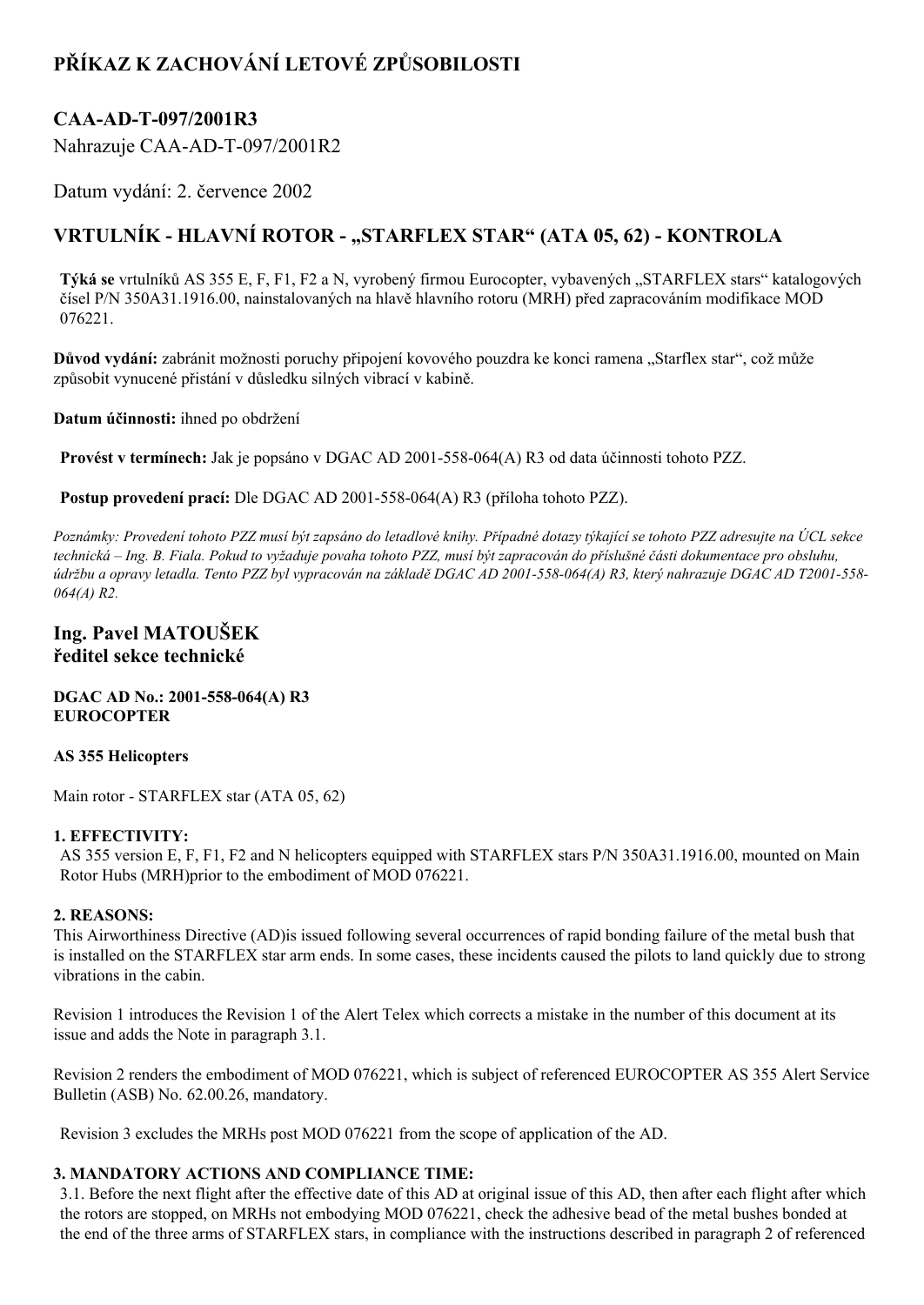# PŘÍKAZ K ZACHOVÁNÍ LETOVÉ ZPŮSOBILOSTI

## CAA-AD-T-097/2001R3

Nahrazuje CAA-AD-T-097/2001R2

Datum vydání: 2. července 2002

## VRTULNÍK - HLAVNÍ ROTOR - „STARFLEX STAR" (ATA 05, 62) - KONTROLA

**Týká se** vrtulníků AS 355 E, F, F1, F2 a N, vyrobený firmou Eurocopter, vybavených „STARFLEX stars" katalogových čísel P/N 350A31.1916.00, nainstalovaných na hlavě hlavního rotoru (MRH) před zapracováním modifikace MOD 076221.

**Důvod vydání:** zabránit možnosti poruchy připojení kovového pouzdra ke konci ramena „Starflex star", což může způsobit vynucené přistání v důsledku silných vibrací v kabině.

**Datum účinnosti:** ihned po obdržení

**Provést v termínech:** Jak je popsáno v DGAC AD 2001-558-064(A) R3 od data účinnosti tohoto PZZ.

**Postup provedení prací:** Dle DGAC AD 2001-558-064(A) R3 (příloha tohoto PZZ).

*Poznámky: Provedení tohoto PZZ musí být zapsáno do letadlové knihy. Případné dotazy týkající se tohoto PZZ adresujte na ÚCL sekce technická – Ing. B. Fiala. Pokud to vyžaduje povaha tohoto PZZ, musí být zapracován do příslušné části dokumentace pro obsluhu, údržbu a opravy letadla. Tento PZZ byl vypracován na základě DGAC AD 2001-558-064(A) R3, který nahrazuje DGAC AD T2001-558-064(A) R2.*

### Ing. Pavel MATOUŠEK
### ředitel sekce technické

**DGAC AD No.: 2001-558-064(A) R3**
**EUROCOPTER**

**AS 355 Helicopters**

Main rotor - STARFLEX star (ATA 05, 62)

**1. EFFECTIVITY:**

AS 355 version E, F, F1, F2 and N helicopters equipped with STARFLEX stars P/N 350A31.1916.00, mounted on Main Rotor Hubs (MRH)prior to the embodiment of MOD 076221.

**2. REASONS:**

This Airworthiness Directive (AD)is issued following several occurrences of rapid bonding failure of the metal bush that is installed on the STARFLEX star arm ends. In some cases, these incidents caused the pilots to land quickly due to strong vibrations in the cabin.

Revision 1 introduces the Revision 1 of the Alert Telex which corrects a mistake in the number of this document at its issue and adds the Note in paragraph 3.1.

Revision 2 renders the embodiment of MOD 076221, which is subject of referenced EUROCOPTER AS 355 Alert Service Bulletin (ASB) No. 62.00.26, mandatory.

Revision 3 excludes the MRHs post MOD 076221 from the scope of application of the AD.

**3. MANDATORY ACTIONS AND COMPLIANCE TIME:**

3.1. Before the next flight after the effective date of this AD at original issue of this AD, then after each flight after which the rotors are stopped, on MRHs not embodying MOD 076221, check the adhesive bead of the metal bushes bonded at the end of the three arms of STARFLEX stars, in compliance with the instructions described in paragraph 2 of referenced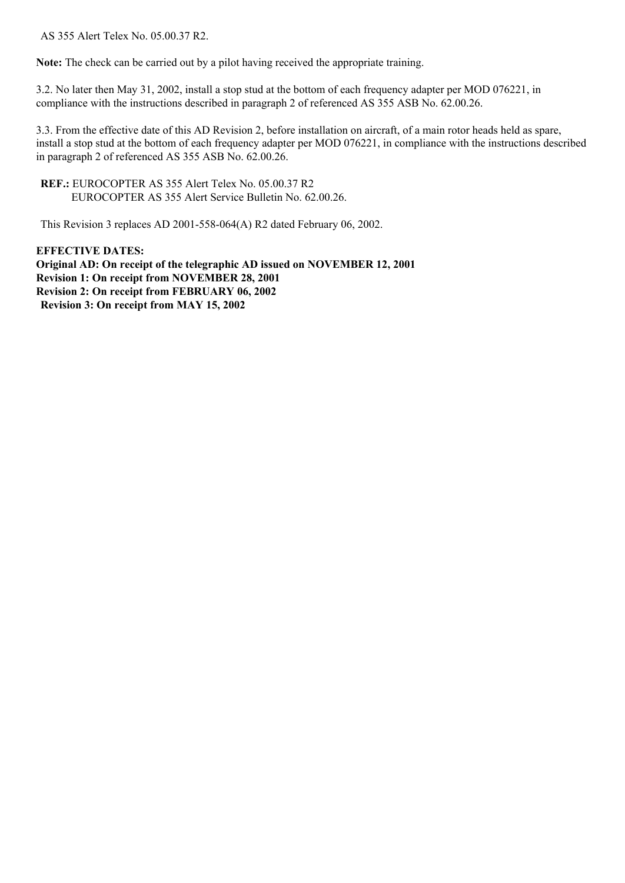AS 355 Alert Telex No. 05.00.37 R2.

**Note:** The check can be carried out by a pilot having received the appropriate training.

3.2. No later then May 31, 2002, install a stop stud at the bottom of each frequency adapter per MOD 076221, in compliance with the instructions described in paragraph 2 of referenced AS 355 ASB No. 62.00.26.

3.3. From the effective date of this AD Revision 2, before installation on aircraft, of a main rotor heads held as spare, install a stop stud at the bottom of each frequency adapter per MOD 076221, in compliance with the instructions described in paragraph 2 of referenced AS 355 ASB No. 62.00.26.

**REF.:** EUROCOPTER AS 355 Alert Telex No. 05.00.37 R2
EUROCOPTER AS 355 Alert Service Bulletin No. 62.00.26.

This Revision 3 replaces AD 2001-558-064(A) R2 dated February 06, 2002.

**EFFECTIVE DATES:**
**Original AD: On receipt of the telegraphic AD issued on NOVEMBER 12, 2001**
**Revision 1: On receipt from NOVEMBER 28, 2001**
**Revision 2: On receipt from FEBRUARY 06, 2002**
**Revision 3: On receipt from MAY 15, 2002**